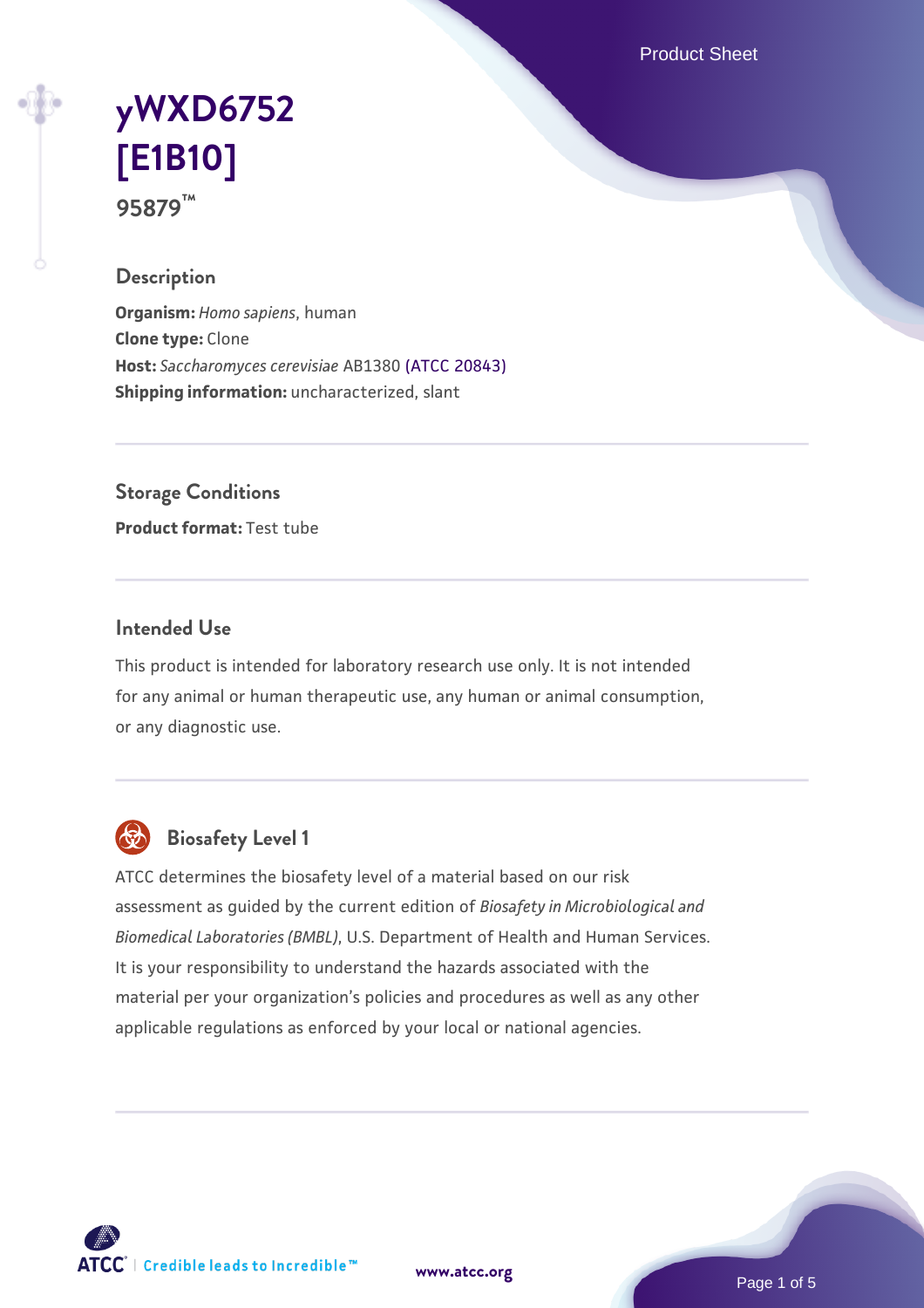# yWXD6752 [E1B10]

95879™

## Description

**Organism:** *Homo sapiens*, human
**Clone type:** Clone
**Host:** *Saccharomyces cerevisiae* AB1380 (ATCC 20843)
**Shipping information:** uncharacterized, slant

## Storage Conditions

**Product format:** Test tube

## Intended Use

This product is intended for laboratory research use only. It is not intended for any animal or human therapeutic use, any human or animal consumption, or any diagnostic use.

## Biosafety Level 1

ATCC determines the biosafety level of a material based on our risk assessment as guided by the current edition of *Biosafety in Microbiological and Biomedical Laboratories (BMBL)*, U.S. Department of Health and Human Services. It is your responsibility to understand the hazards associated with the material per your organization's policies and procedures as well as any other applicable regulations as enforced by your local or national agencies.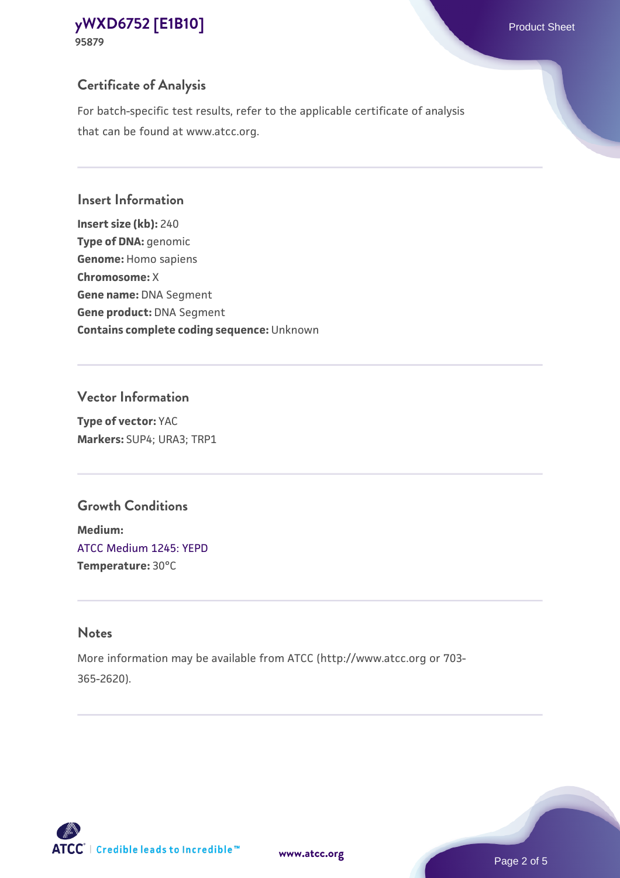## Certificate of Analysis

For batch-specific test results, refer to the applicable certificate of analysis that can be found at www.atcc.org.

## Insert Information

**Insert size (kb):** 240
**Type of DNA:** genomic
**Genome:** Homo sapiens
**Chromosome:** X
**Gene name:** DNA Segment
**Gene product:** DNA Segment
**Contains complete coding sequence:** Unknown

## Vector Information

**Type of vector:** YAC
**Markers:** SUP4; URA3; TRP1

## Growth Conditions

**Medium:**
ATCC Medium 1245: YEPD
**Temperature:** 30°C

## Notes

More information may be available from ATCC (http://www.atcc.org or 703-365-2620).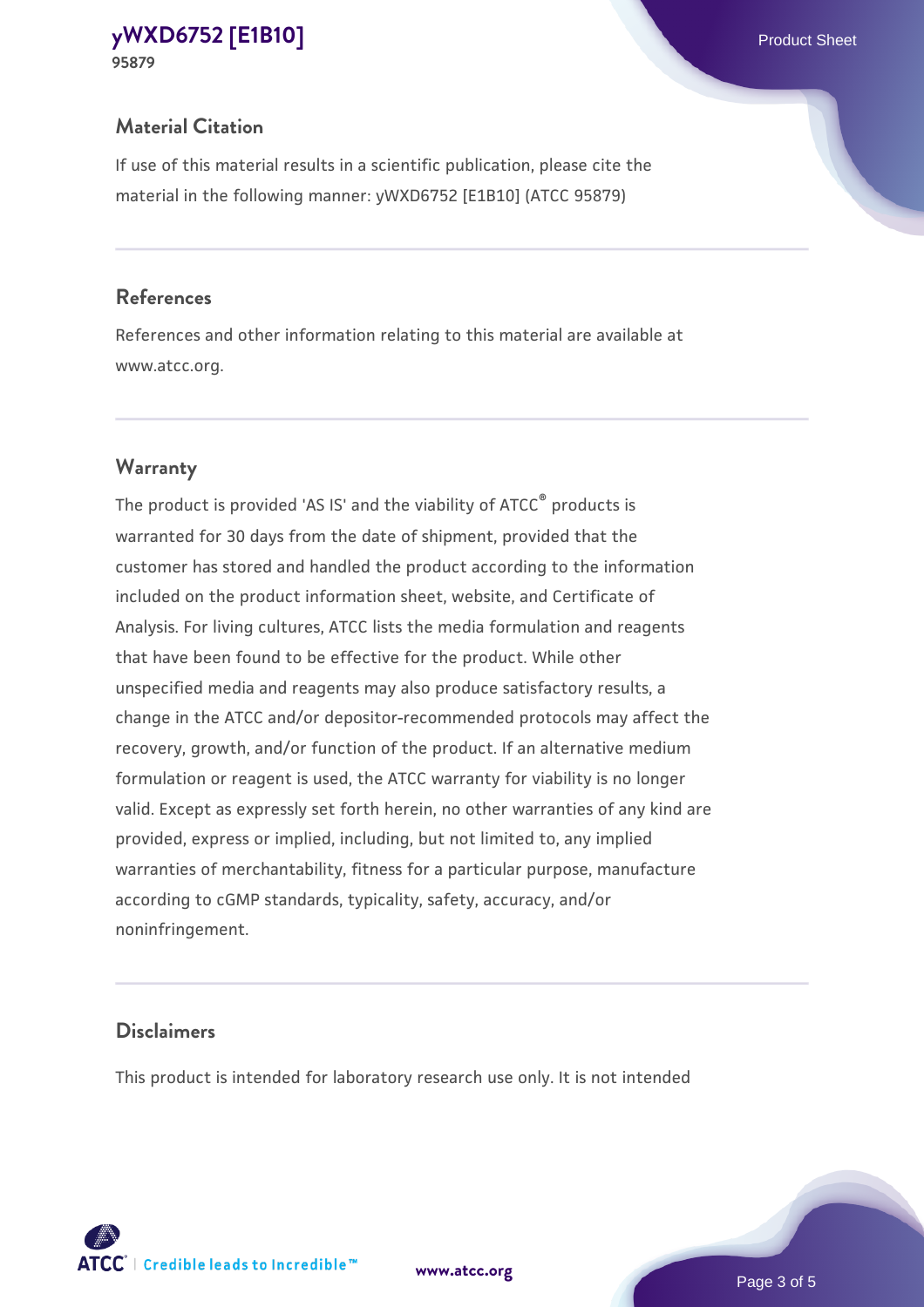## Material Citation

If use of this material results in a scientific publication, please cite the material in the following manner: yWXD6752 [E1B10] (ATCC 95879)

## References

References and other information relating to this material are available at www.atcc.org.

## Warranty

The product is provided 'AS IS' and the viability of ATCC® products is warranted for 30 days from the date of shipment, provided that the customer has stored and handled the product according to the information included on the product information sheet, website, and Certificate of Analysis. For living cultures, ATCC lists the media formulation and reagents that have been found to be effective for the product. While other unspecified media and reagents may also produce satisfactory results, a change in the ATCC and/or depositor-recommended protocols may affect the recovery, growth, and/or function of the product. If an alternative medium formulation or reagent is used, the ATCC warranty for viability is no longer valid. Except as expressly set forth herein, no other warranties of any kind are provided, express or implied, including, but not limited to, any implied warranties of merchantability, fitness for a particular purpose, manufacture according to cGMP standards, typicality, safety, accuracy, and/or noninfringement.

## Disclaimers

This product is intended for laboratory research use only. It is not intended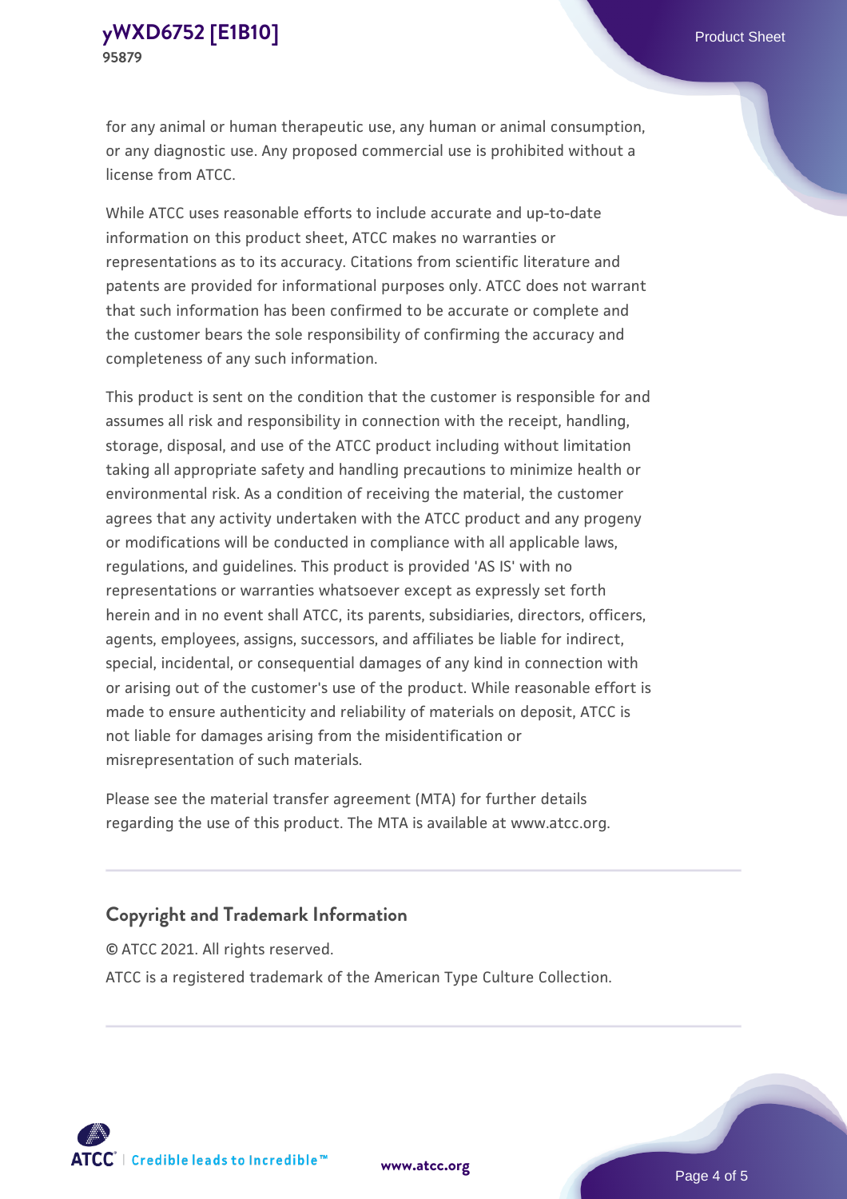for any animal or human therapeutic use, any human or animal consumption, or any diagnostic use. Any proposed commercial use is prohibited without a license from ATCC.

While ATCC uses reasonable efforts to include accurate and up-to-date information on this product sheet, ATCC makes no warranties or representations as to its accuracy. Citations from scientific literature and patents are provided for informational purposes only. ATCC does not warrant that such information has been confirmed to be accurate or complete and the customer bears the sole responsibility of confirming the accuracy and completeness of any such information.

This product is sent on the condition that the customer is responsible for and assumes all risk and responsibility in connection with the receipt, handling, storage, disposal, and use of the ATCC product including without limitation taking all appropriate safety and handling precautions to minimize health or environmental risk. As a condition of receiving the material, the customer agrees that any activity undertaken with the ATCC product and any progeny or modifications will be conducted in compliance with all applicable laws, regulations, and guidelines. This product is provided 'AS IS' with no representations or warranties whatsoever except as expressly set forth herein and in no event shall ATCC, its parents, subsidiaries, directors, officers, agents, employees, assigns, successors, and affiliates be liable for indirect, special, incidental, or consequential damages of any kind in connection with or arising out of the customer's use of the product. While reasonable effort is made to ensure authenticity and reliability of materials on deposit, ATCC is not liable for damages arising from the misidentification or misrepresentation of such materials.

Please see the material transfer agreement (MTA) for further details regarding the use of this product. The MTA is available at www.atcc.org.

## Copyright and Trademark Information

© ATCC 2021. All rights reserved.

ATCC is a registered trademark of the American Type Culture Collection.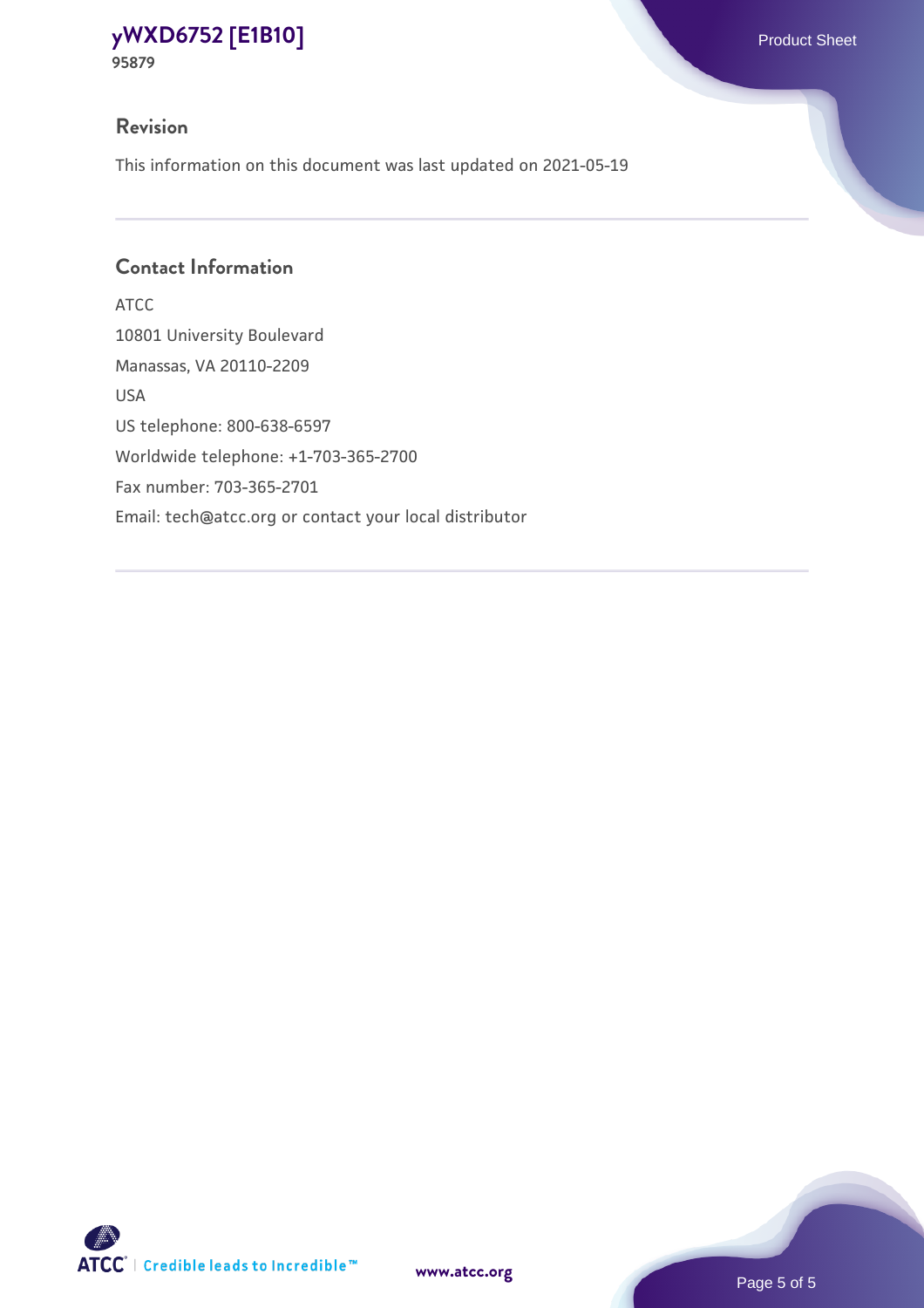## Revision

This information on this document was last updated on 2021-05-19

## Contact Information

ATCC
10801 University Boulevard
Manassas, VA 20110-2209
USA
US telephone: 800-638-6597
Worldwide telephone: +1-703-365-2700
Fax number: 703-365-2701
Email: tech@atcc.org or contact your local distributor